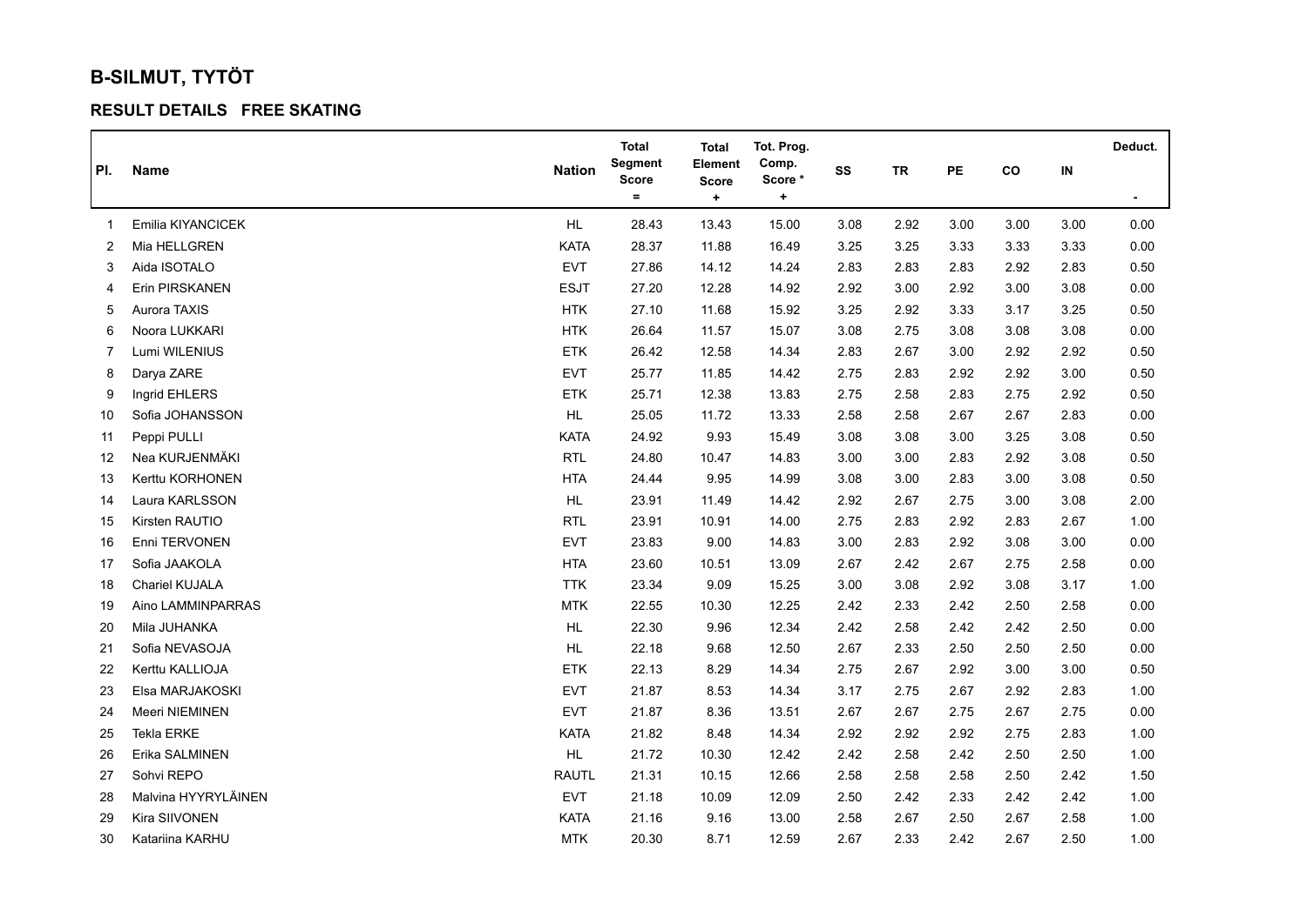# B-SILMUT, TYTÖT

## RESULT DETAILS FREE SKATING

| Pl. | Name | Nation | Total Segment Score = | Total Element Score + | Tot. Prog. Comp. Score * + | SS | TR | PE | CO | IN | Deduct. - |
|---|---|---|---|---|---|---|---|---|---|---|---|
| 1 | Emilia KIYANCICEK | HL | 28.43 | 13.43 | 15.00 | 3.08 | 2.92 | 3.00 | 3.00 | 3.00 | 0.00 |
| 2 | Mia HELLGREN | KATA | 28.37 | 11.88 | 16.49 | 3.25 | 3.25 | 3.33 | 3.33 | 3.33 | 0.00 |
| 3 | Aida ISOTALO | EVT | 27.86 | 14.12 | 14.24 | 2.83 | 2.83 | 2.83 | 2.92 | 2.83 | 0.50 |
| 4 | Erin PIRSKANEN | ESJT | 27.20 | 12.28 | 14.92 | 2.92 | 3.00 | 2.92 | 3.00 | 3.08 | 0.00 |
| 5 | Aurora TAXIS | HTK | 27.10 | 11.68 | 15.92 | 3.25 | 2.92 | 3.33 | 3.17 | 3.25 | 0.50 |
| 6 | Noora LUKKARI | HTK | 26.64 | 11.57 | 15.07 | 3.08 | 2.75 | 3.08 | 3.08 | 3.08 | 0.00 |
| 7 | Lumi WILENIUS | ETK | 26.42 | 12.58 | 14.34 | 2.83 | 2.67 | 3.00 | 2.92 | 2.92 | 0.50 |
| 8 | Darya ZARE | EVT | 25.77 | 11.85 | 14.42 | 2.75 | 2.83 | 2.92 | 2.92 | 3.00 | 0.50 |
| 9 | Ingrid EHLERS | ETK | 25.71 | 12.38 | 13.83 | 2.75 | 2.58 | 2.83 | 2.75 | 2.92 | 0.50 |
| 10 | Sofia JOHANSSON | HL | 25.05 | 11.72 | 13.33 | 2.58 | 2.58 | 2.67 | 2.67 | 2.83 | 0.00 |
| 11 | Peppi PULLI | KATA | 24.92 | 9.93 | 15.49 | 3.08 | 3.08 | 3.00 | 3.25 | 3.08 | 0.50 |
| 12 | Nea KURJENMÄKI | RTL | 24.80 | 10.47 | 14.83 | 3.00 | 3.00 | 2.83 | 2.92 | 3.08 | 0.50 |
| 13 | Kerttu KORHONEN | HTA | 24.44 | 9.95 | 14.99 | 3.08 | 3.00 | 2.83 | 3.00 | 3.08 | 0.50 |
| 14 | Laura KARLSSON | HL | 23.91 | 11.49 | 14.42 | 2.92 | 2.67 | 2.75 | 3.00 | 3.08 | 2.00 |
| 15 | Kirsten RAUTIO | RTL | 23.91 | 10.91 | 14.00 | 2.75 | 2.83 | 2.92 | 2.83 | 2.67 | 1.00 |
| 16 | Enni TERVONEN | EVT | 23.83 | 9.00 | 14.83 | 3.00 | 2.83 | 2.92 | 3.08 | 3.00 | 0.00 |
| 17 | Sofia JAAKOLA | HTA | 23.60 | 10.51 | 13.09 | 2.67 | 2.42 | 2.67 | 2.75 | 2.58 | 0.00 |
| 18 | Chariel KUJALA | TTK | 23.34 | 9.09 | 15.25 | 3.00 | 3.08 | 2.92 | 3.08 | 3.17 | 1.00 |
| 19 | Aino LAMMINPARRAS | MTK | 22.55 | 10.30 | 12.25 | 2.42 | 2.33 | 2.42 | 2.50 | 2.58 | 0.00 |
| 20 | Mila JUHANKA | HL | 22.30 | 9.96 | 12.34 | 2.42 | 2.58 | 2.42 | 2.42 | 2.50 | 0.00 |
| 21 | Sofia NEVASOJA | HL | 22.18 | 9.68 | 12.50 | 2.67 | 2.33 | 2.50 | 2.50 | 2.50 | 0.00 |
| 22 | Kerttu KALLIOJA | ETK | 22.13 | 8.29 | 14.34 | 2.75 | 2.67 | 2.92 | 3.00 | 3.00 | 0.50 |
| 23 | Elsa MARJAKOSKI | EVT | 21.87 | 8.53 | 14.34 | 3.17 | 2.75 | 2.67 | 2.92 | 2.83 | 1.00 |
| 24 | Meeri NIEMINEN | EVT | 21.87 | 8.36 | 13.51 | 2.67 | 2.67 | 2.75 | 2.67 | 2.75 | 0.00 |
| 25 | Tekla ERKE | KATA | 21.82 | 8.48 | 14.34 | 2.92 | 2.92 | 2.92 | 2.75 | 2.83 | 1.00 |
| 26 | Erika SALMINEN | HL | 21.72 | 10.30 | 12.42 | 2.42 | 2.58 | 2.42 | 2.50 | 2.50 | 1.00 |
| 27 | Sohvi REPO | RAUTL | 21.31 | 10.15 | 12.66 | 2.58 | 2.58 | 2.58 | 2.50 | 2.42 | 1.50 |
| 28 | Malvina HYYRYLÄINEN | EVT | 21.18 | 10.09 | 12.09 | 2.50 | 2.42 | 2.33 | 2.42 | 2.42 | 1.00 |
| 29 | Kira SIIVONEN | KATA | 21.16 | 9.16 | 13.00 | 2.58 | 2.67 | 2.50 | 2.67 | 2.58 | 1.00 |
| 30 | Katariina KARHU | MTK | 20.30 | 8.71 | 12.59 | 2.67 | 2.33 | 2.42 | 2.67 | 2.50 | 1.00 |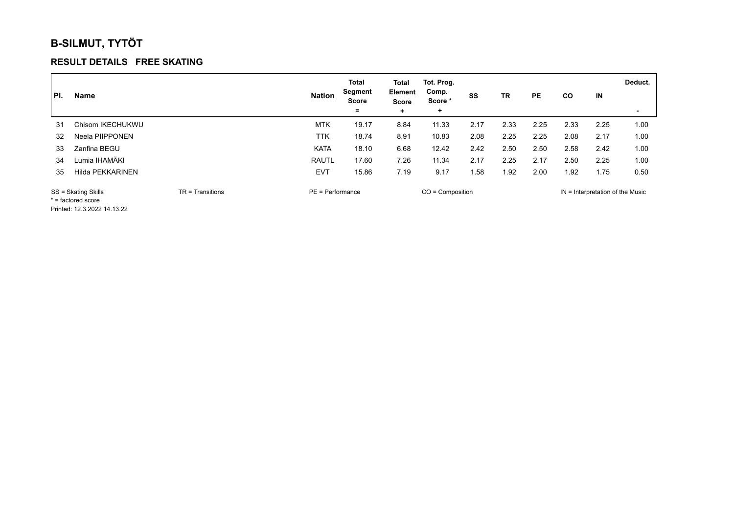## B-SILMUT, TYTÖT

### RESULT DETAILS FREE SKATING

| Pl. | Name | Nation | Total Segment Score = | Total Element Score + | Tot. Prog. Comp. Score * + | SS | TR | PE | CO | IN | Deduct. - |
|---|---|---|---|---|---|---|---|---|---|---|---|
| 31 | Chisom IKECHUKWU | MTK | 19.17 | 8.84 | 11.33 | 2.17 | 2.33 | 2.25 | 2.33 | 2.25 | 1.00 |
| 32 | Neela PIIPPONEN | TTK | 18.74 | 8.91 | 10.83 | 2.08 | 2.25 | 2.25 | 2.08 | 2.17 | 1.00 |
| 33 | Zanfina BEGU | KATA | 18.10 | 6.68 | 12.42 | 2.42 | 2.50 | 2.50 | 2.58 | 2.42 | 1.00 |
| 34 | Lumia IHAMÄKI | RAUTL | 17.60 | 7.26 | 11.34 | 2.17 | 2.25 | 2.17 | 2.50 | 2.25 | 1.00 |
| 35 | Hilda PEKKARINEN | EVT | 15.86 | 7.19 | 9.17 | 1.58 | 1.92 | 2.00 | 1.92 | 1.75 | 0.50 |

SS = Skating Skills TR = Transitions PE = Performance CO = Composition IN = Interpretation of the Music

* = factored score

Printed: 12.3.2022 14.13.22